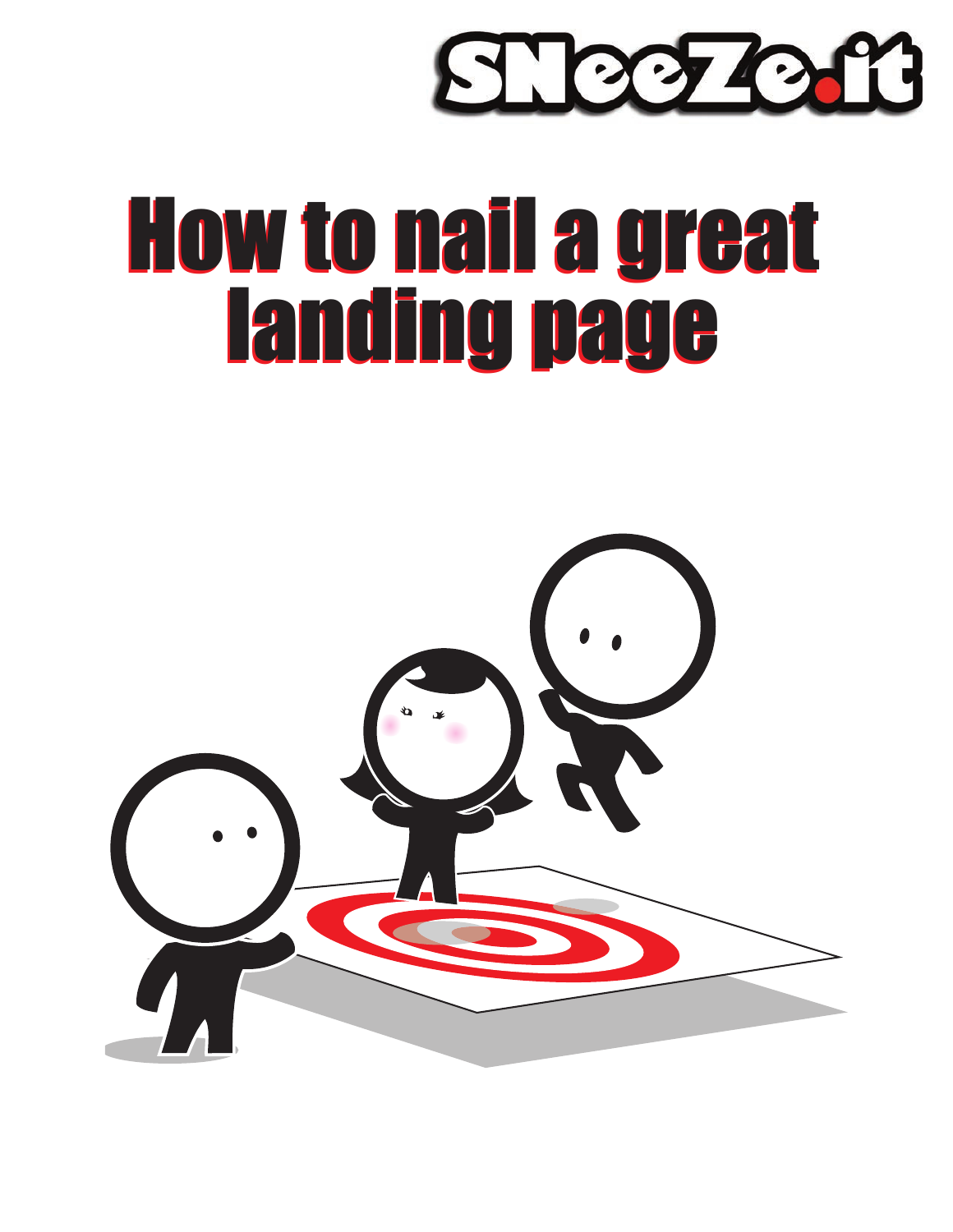SNeeZe.it

# How to nail a great landing page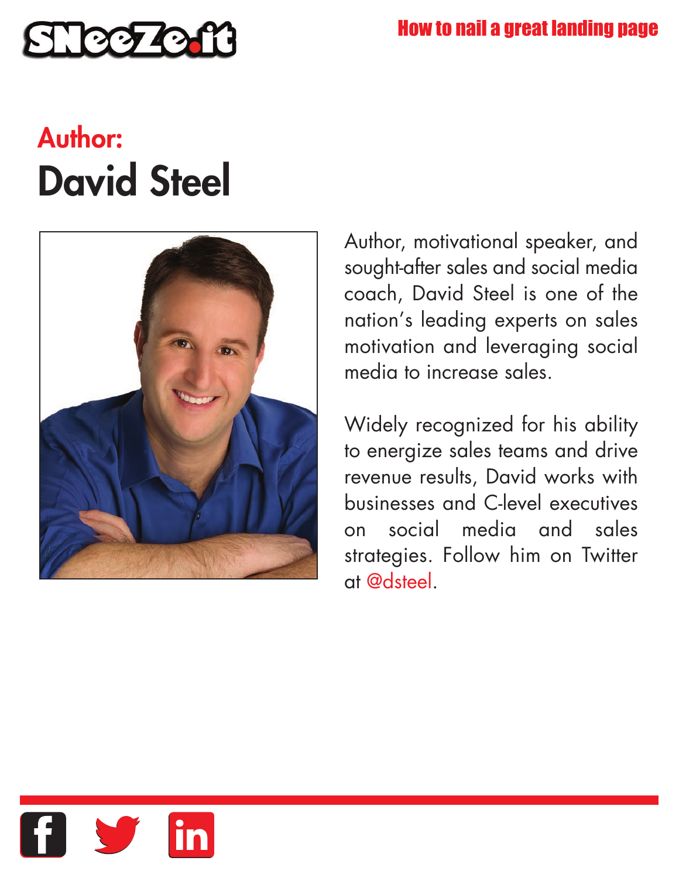## Author:

# David Steel

Author, motivational speaker, and sought-after sales and social media coach, David Steel is one of the nation's leading experts on sales motivation and leveraging social media to increase sales.

Widely recognized for his ability to energize sales teams and drive revenue results, David works with businesses and C-level executives on social media and sales strategies. Follow him on Twitter at @dsteel.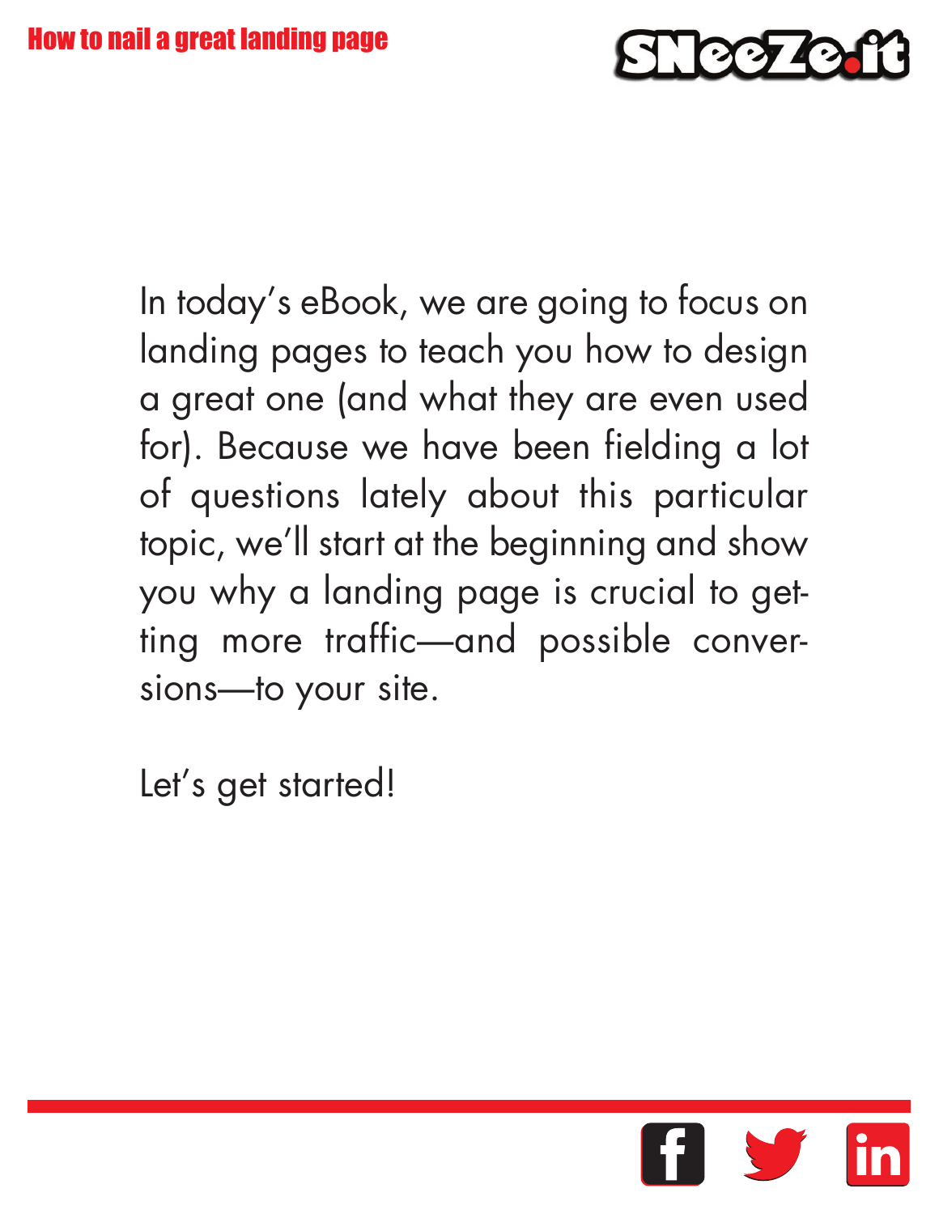In today's eBook, we are going to focus on landing pages to teach you how to design a great one (and what they are even used for). Because we have been fielding a lot of questions lately about this particular topic, we'll start at the beginning and show you why a landing page is crucial to getting more traffic—and possible conversions—to your site.

Let's get started!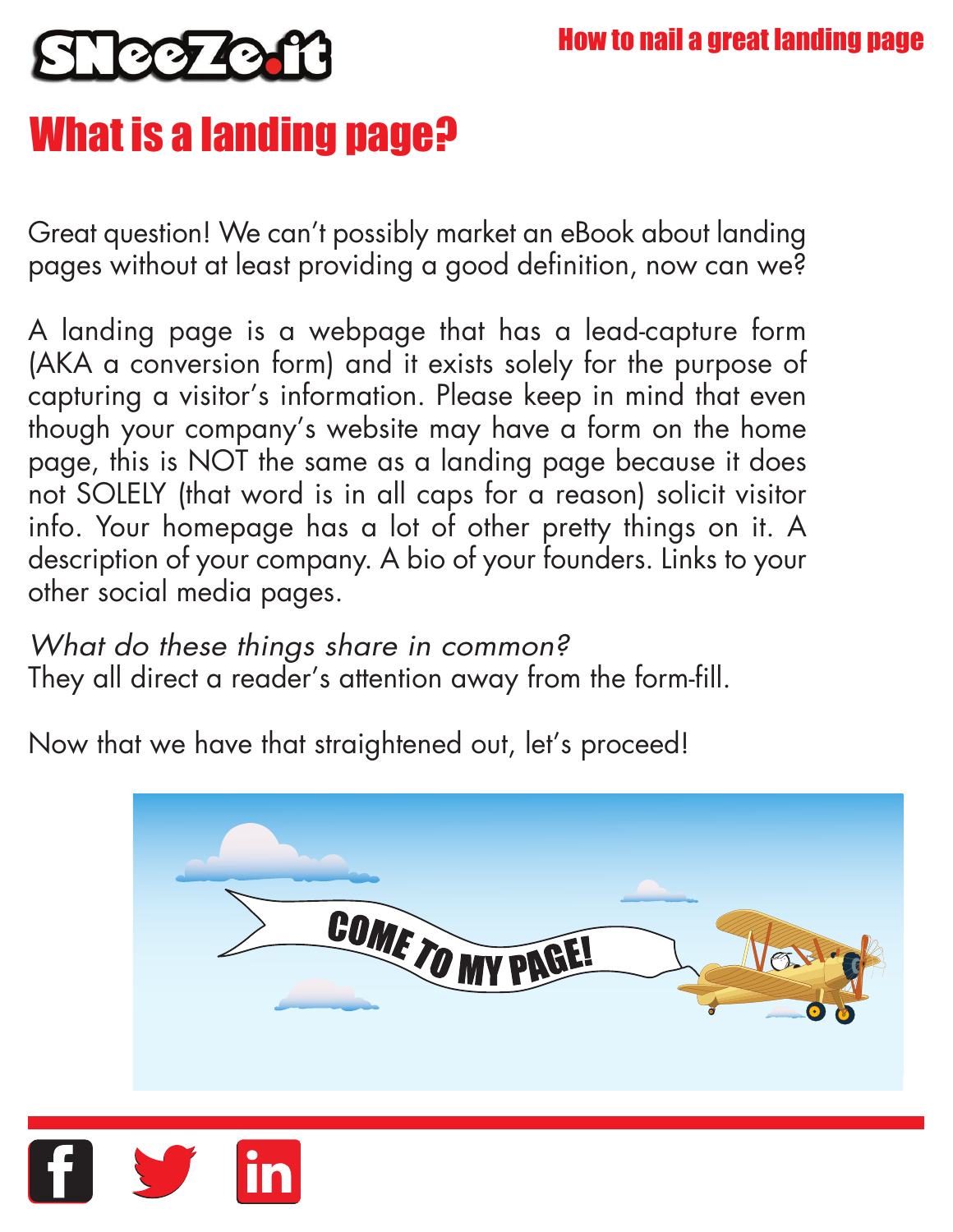# What is a landing page?

Great question! We can't possibly market an eBook about landing pages without at least providing a good definition, now can we?

A landing page is a webpage that has a lead-capture form (AKA a conversion form) and it exists solely for the purpose of capturing a visitor's information. Please keep in mind that even though your company's website may have a form on the home page, this is NOT the same as a landing page because it does not SOLELY (that word is in all caps for a reason) solicit visitor info. Your homepage has a lot of other pretty things on it. A description of your company. A bio of your founders. Links to your other social media pages.

*What do these things share in common?*
They all direct a reader's attention away from the form-fill.

Now that we have that straightened out, let's proceed!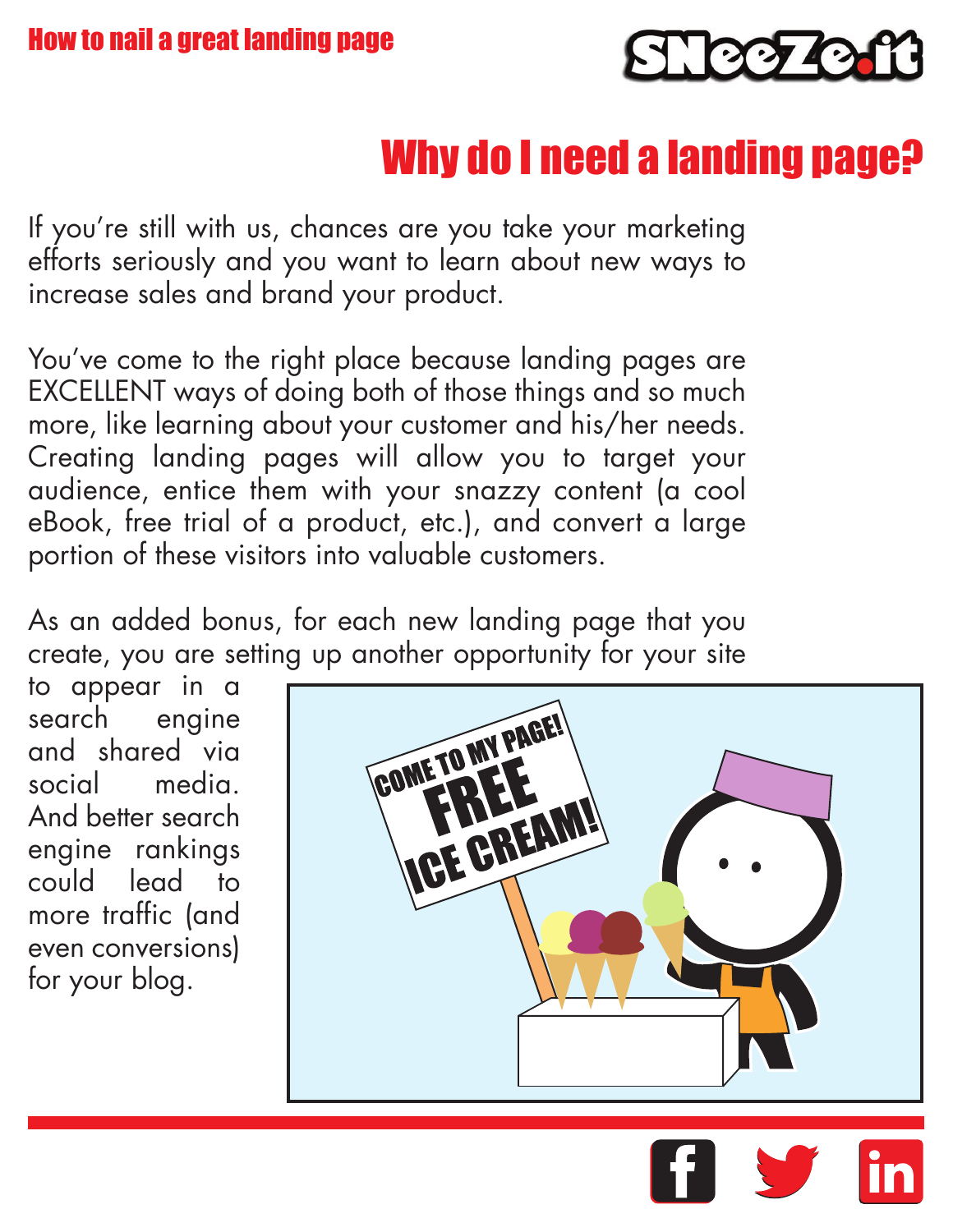# Why do I need a landing page?

If you're still with us, chances are you take your marketing efforts seriously and you want to learn about new ways to increase sales and brand your product.

You've come to the right place because landing pages are EXCELLENT ways of doing both of those things and so much more, like learning about your customer and his/her needs. Creating landing pages will allow you to target your audience, entice them with your snazzy content (a cool eBook, free trial of a product, etc.), and convert a large portion of these visitors into valuable customers.

As an added bonus, for each new landing page that you create, you are setting up another opportunity for your site to appear in a search engine and shared via social media. And better search engine rankings could lead to more traffic (and even conversions) for your blog.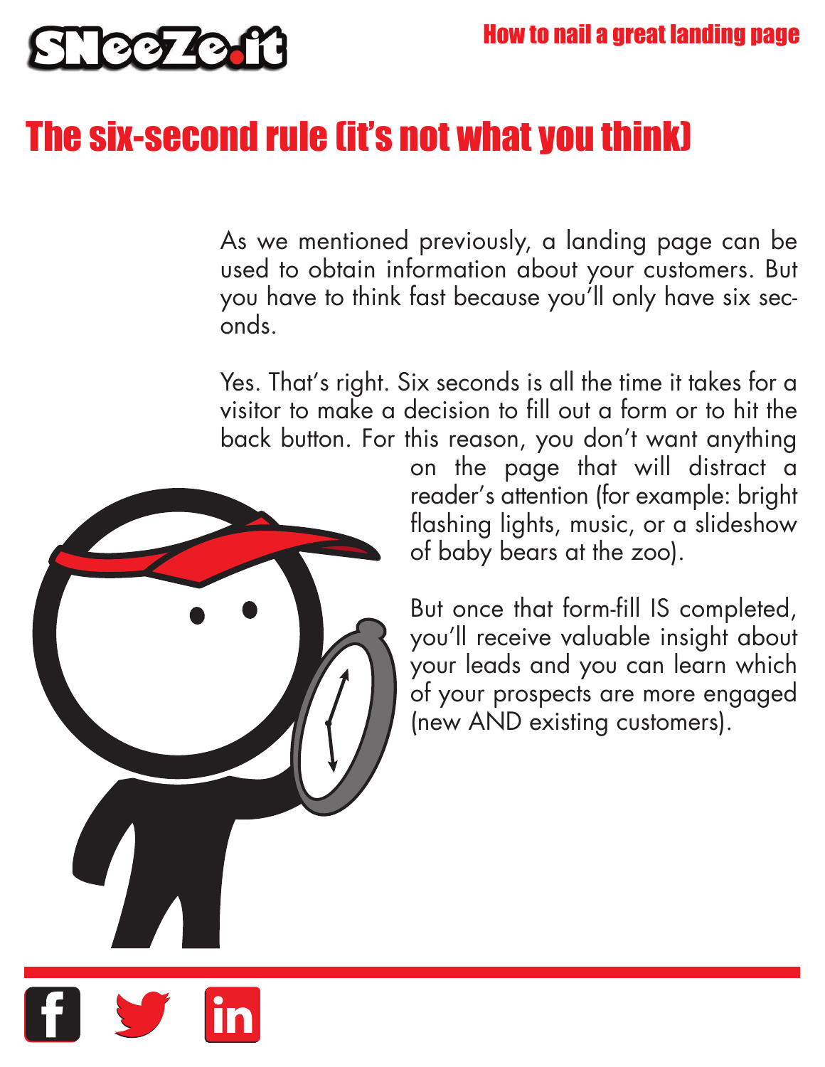# The six-second rule (it's not what you think)

As we mentioned previously, a landing page can be used to obtain information about your customers. But you have to think fast because you'll only have six seconds.

Yes. That's right. Six seconds is all the time it takes for a visitor to make a decision to fill out a form or to hit the back button. For this reason, you don't want anything on the page that will distract a reader's attention (for example: bright flashing lights, music, or a slideshow of baby bears at the zoo).

But once that form-fill IS completed, you'll receive valuable insight about your leads and you can learn which of your prospects are more engaged (new AND existing customers).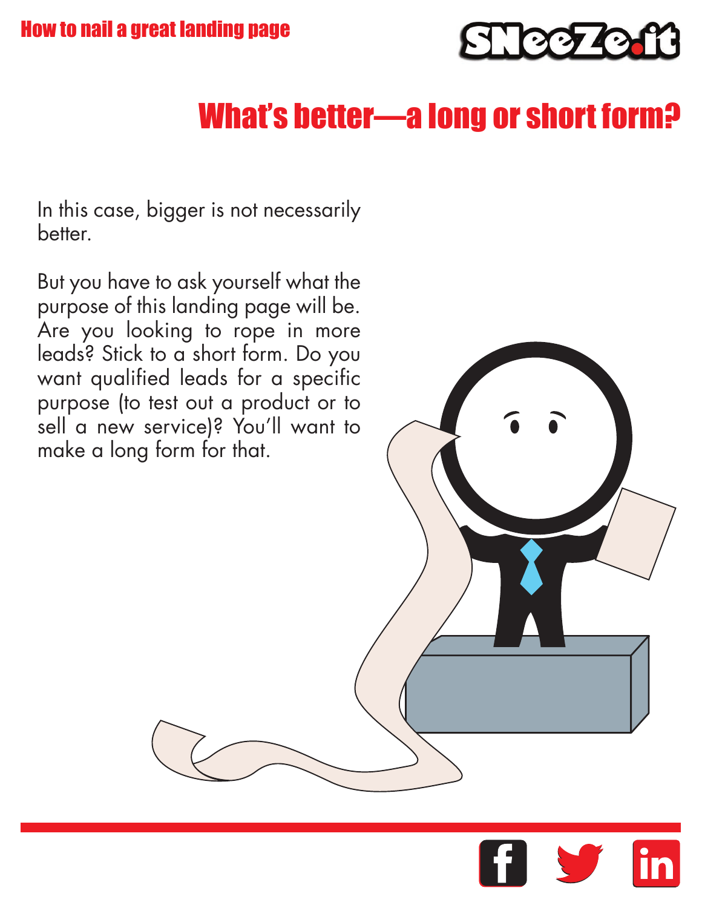## What's better—a long or short form?

In this case, bigger is not necessarily better.

But you have to ask yourself what the purpose of this landing page will be. Are you looking to rope in more leads? Stick to a short form. Do you want qualified leads for a specific purpose (to test out a product or to sell a new service)? You'll want to make a long form for that.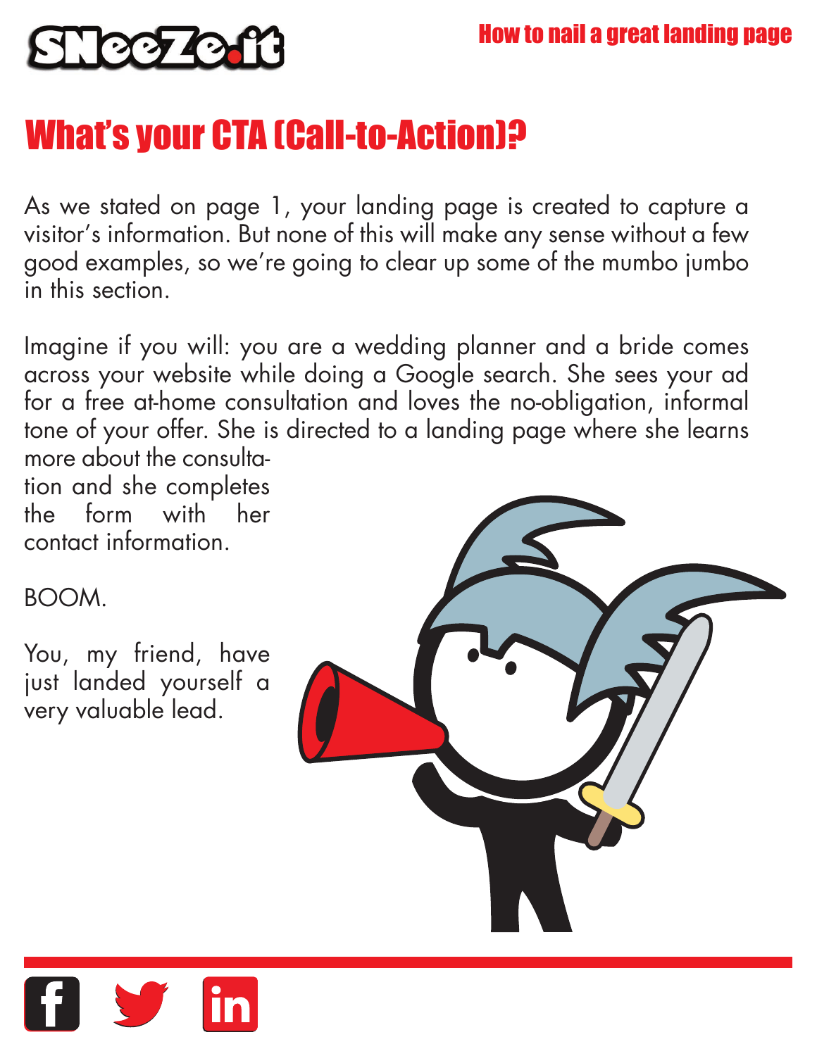# What's your CTA (Call-to-Action)?

As we stated on page 1, your landing page is created to capture a visitor's information. But none of this will make any sense without a few good examples, so we're going to clear up some of the mumbo jumbo in this section.

Imagine if you will: you are a wedding planner and a bride comes across your website while doing a Google search. She sees your ad for a free at-home consultation and loves the no-obligation, informal tone of your offer. She is directed to a landing page where she learns more about the consultation and she completes the form with her contact information.

BOOM.

You, my friend, have just landed yourself a very valuable lead.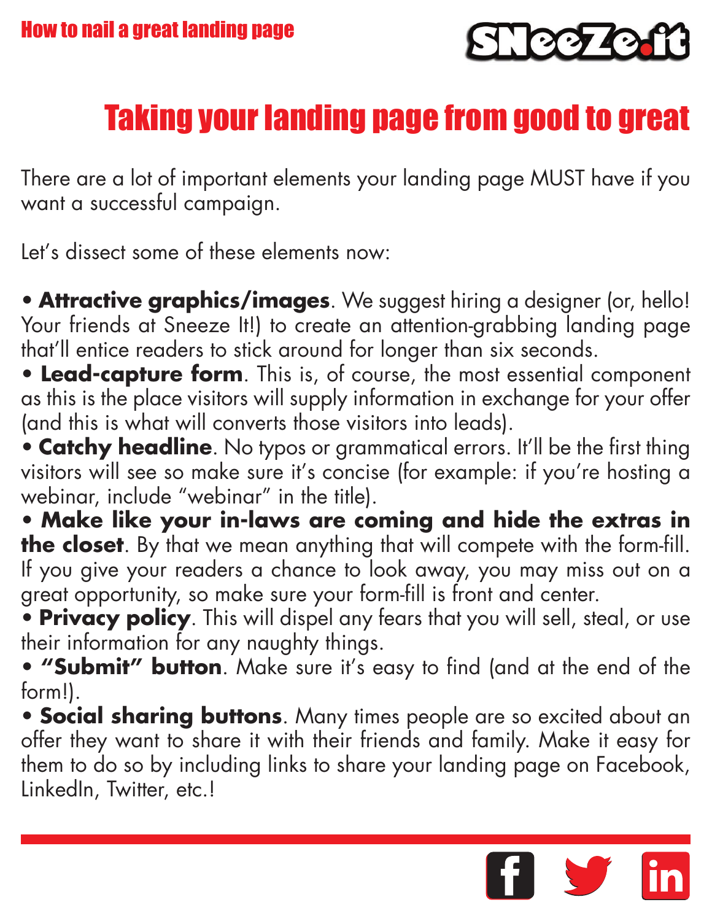# Taking your landing page from good to great

There are a lot of important elements your landing page MUST have if you want a successful campaign.

Let's dissect some of these elements now:

- **Attractive graphics/images**. We suggest hiring a designer (or, hello! Your friends at Sneeze It!) to create an attention-grabbing landing page that'll entice readers to stick around for longer than six seconds.
- **Lead-capture form**. This is, of course, the most essential component as this is the place visitors will supply information in exchange for your offer (and this is what will converts those visitors into leads).
- **Catchy headline**. No typos or grammatical errors. It'll be the first thing visitors will see so make sure it's concise (for example: if you're hosting a webinar, include "webinar" in the title).
- **Make like your in-laws are coming and hide the extras in the closet**. By that we mean anything that will compete with the form-fill. If you give your readers a chance to look away, you may miss out on a great opportunity, so make sure your form-fill is front and center.
- **Privacy policy**. This will dispel any fears that you will sell, steal, or use their information for any naughty things.
- **"Submit" button**. Make sure it's easy to find (and at the end of the form!).
- **Social sharing buttons**. Many times people are so excited about an offer they want to share it with their friends and family. Make it easy for them to do so by including links to share your landing page on Facebook, LinkedIn, Twitter, etc.!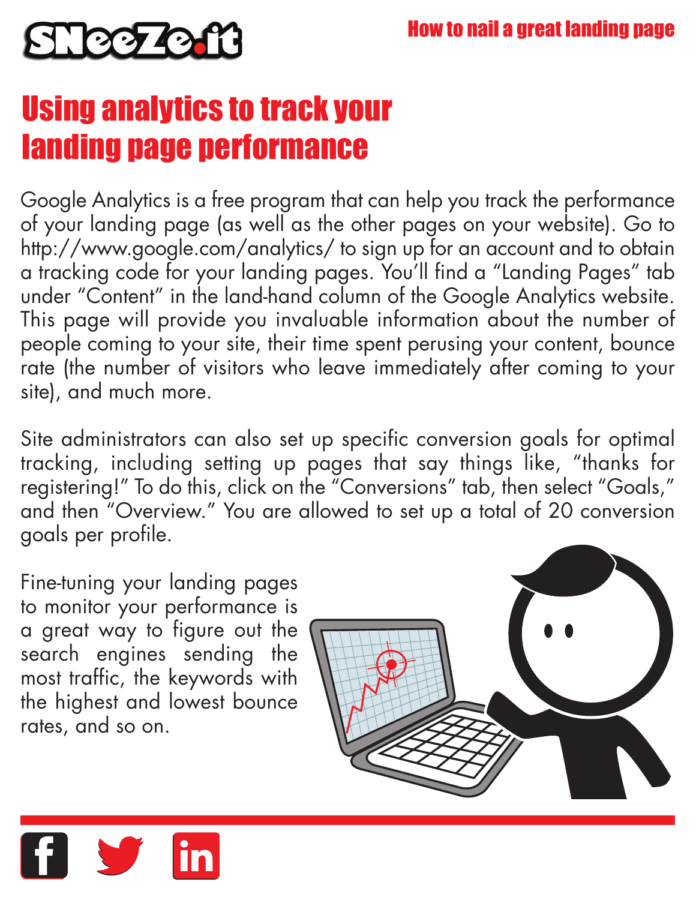# Using analytics to track your landing page performance

Google Analytics is a free program that can help you track the performance of your landing page (as well as the other pages on your website). Go to http://www.google.com/analytics/ to sign up for an account and to obtain a tracking code for your landing pages. You'll find a "Landing Pages" tab under "Content" in the land-hand column of the Google Analytics website. This page will provide you invaluable information about the number of people coming to your site, their time spent perusing your content, bounce rate (the number of visitors who leave immediately after coming to your site), and much more.

Site administrators can also set up specific conversion goals for optimal tracking, including setting up pages that say things like, "thanks for registering!" To do this, click on the "Conversions" tab, then select "Goals," and then "Overview." You are allowed to set up a total of 20 conversion goals per profile.

Fine-tuning your landing pages to monitor your performance is a great way to figure out the search engines sending the most traffic, the keywords with the highest and lowest bounce rates, and so on.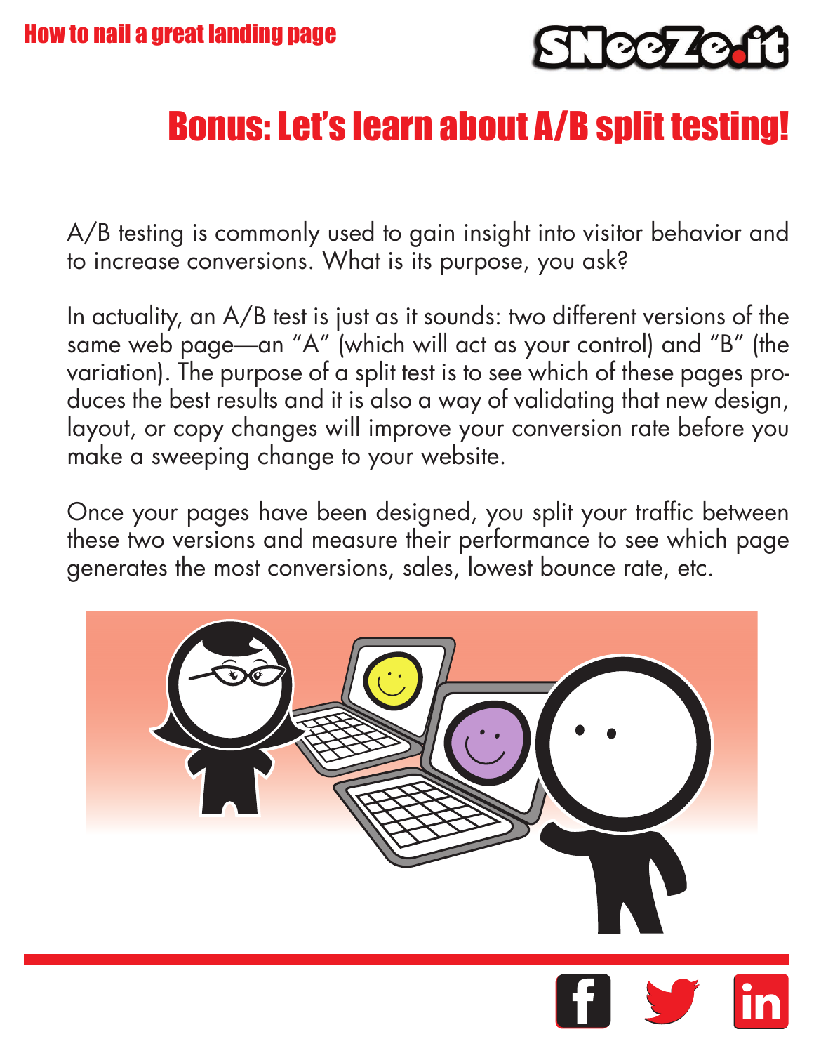# Bonus: Let's learn about A/B split testing!

A/B testing is commonly used to gain insight into visitor behavior and to increase conversions. What is its purpose, you ask?

In actuality, an A/B test is just as it sounds: two different versions of the same web page—an "A" (which will act as your control) and "B" (the variation). The purpose of a split test is to see which of these pages produces the best results and it is also a way of validating that new design, layout, or copy changes will improve your conversion rate before you make a sweeping change to your website.

Once your pages have been designed, you split your traffic between these two versions and measure their performance to see which page generates the most conversions, sales, lowest bounce rate, etc.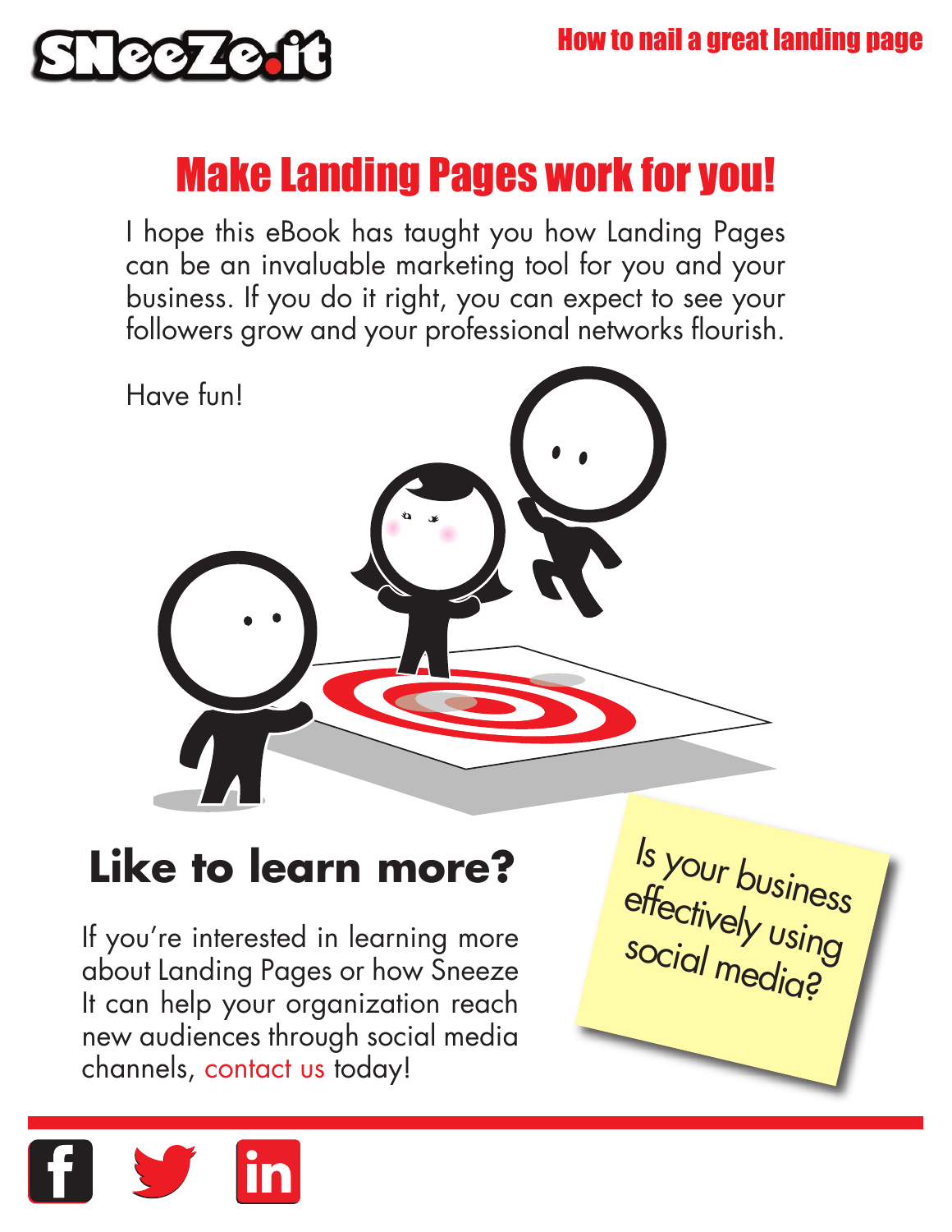# Make Landing Pages work for you!

I hope this eBook has taught you how Landing Pages can be an invaluable marketing tool for you and your business. If you do it right, you can expect to see your followers grow and your professional networks flourish.

Have fun!

## Like to learn more?

If you're interested in learning more about Landing Pages or how Sneeze It can help your organization reach new audiences through social media channels, contact us today!

Is your business effectively using social media?